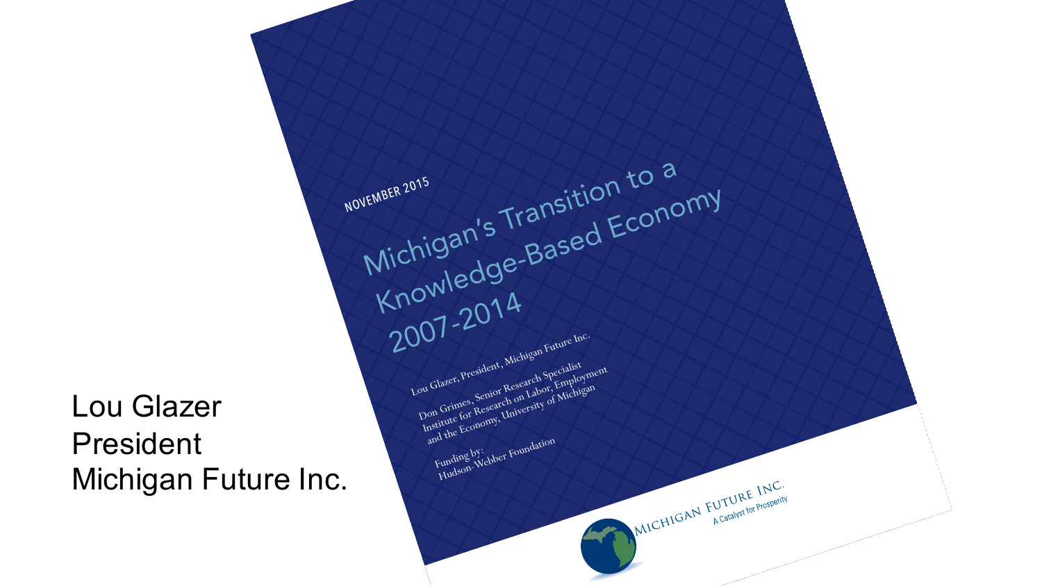Lou Glazer
President
Michigan Future Inc.

NOVEMBER 2015

# Michigan's Transition to a Knowledge-Based Economy 2007-2014

Lou Glazer, President, Michigan Future Inc.

Don Grimes, Senior Research Specialist
Institute for Research on Labor, Employment and the Economy, University of Michigan

Funding by:
Hudson-Webber Foundation

MICHIGAN FUTURE INC.
A Catalyst for Prosperity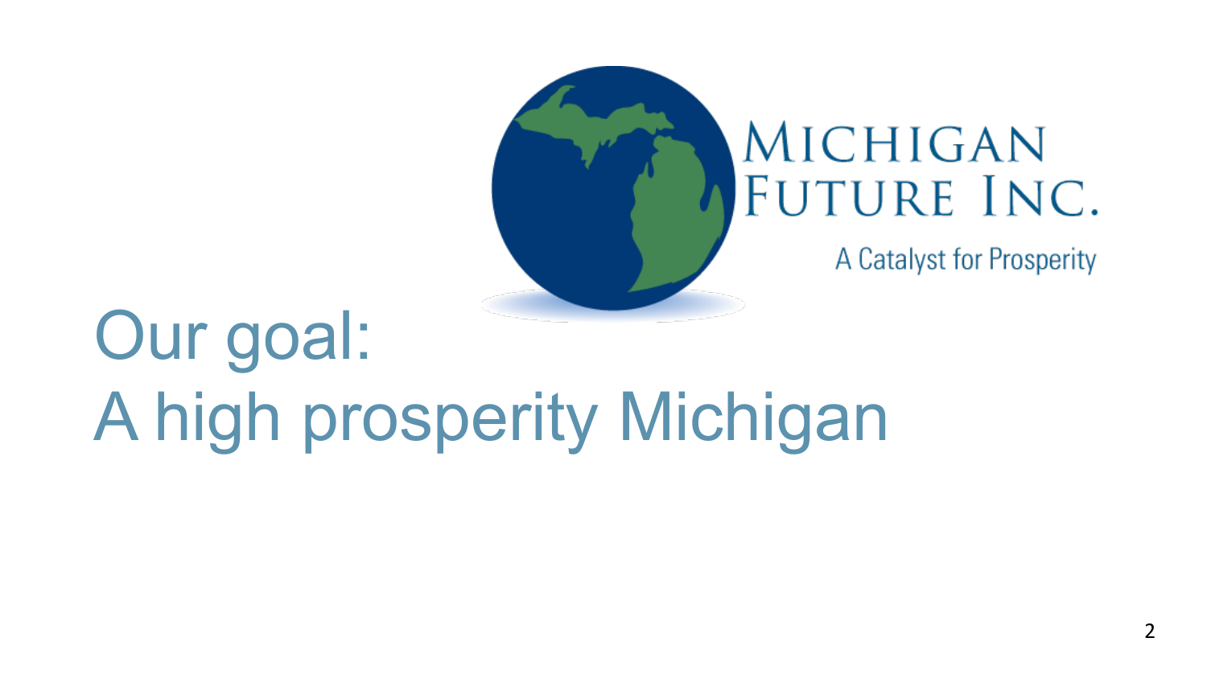Michigan Future Inc.

A Catalyst for Prosperity

# Our goal:
# A high prosperity Michigan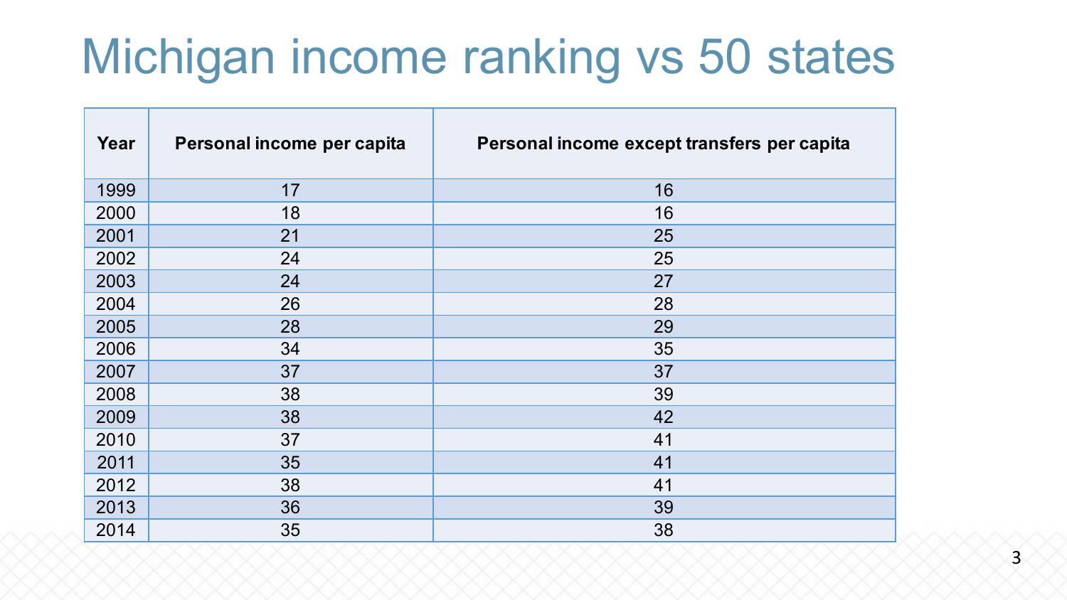# Michigan income ranking vs 50 states

| Year | Personal income per capita | Personal income except transfers per capita |
|---|---|---|
| 1999 | 17 | 16 |
| 2000 | 18 | 16 |
| 2001 | 21 | 25 |
| 2002 | 24 | 25 |
| 2003 | 24 | 27 |
| 2004 | 26 | 28 |
| 2005 | 28 | 29 |
| 2006 | 34 | 35 |
| 2007 | 37 | 37 |
| 2008 | 38 | 39 |
| 2009 | 38 | 42 |
| 2010 | 37 | 41 |
| 2011 | 35 | 41 |
| 2012 | 38 | 41 |
| 2013 | 36 | 39 |
| 2014 | 35 | 38 |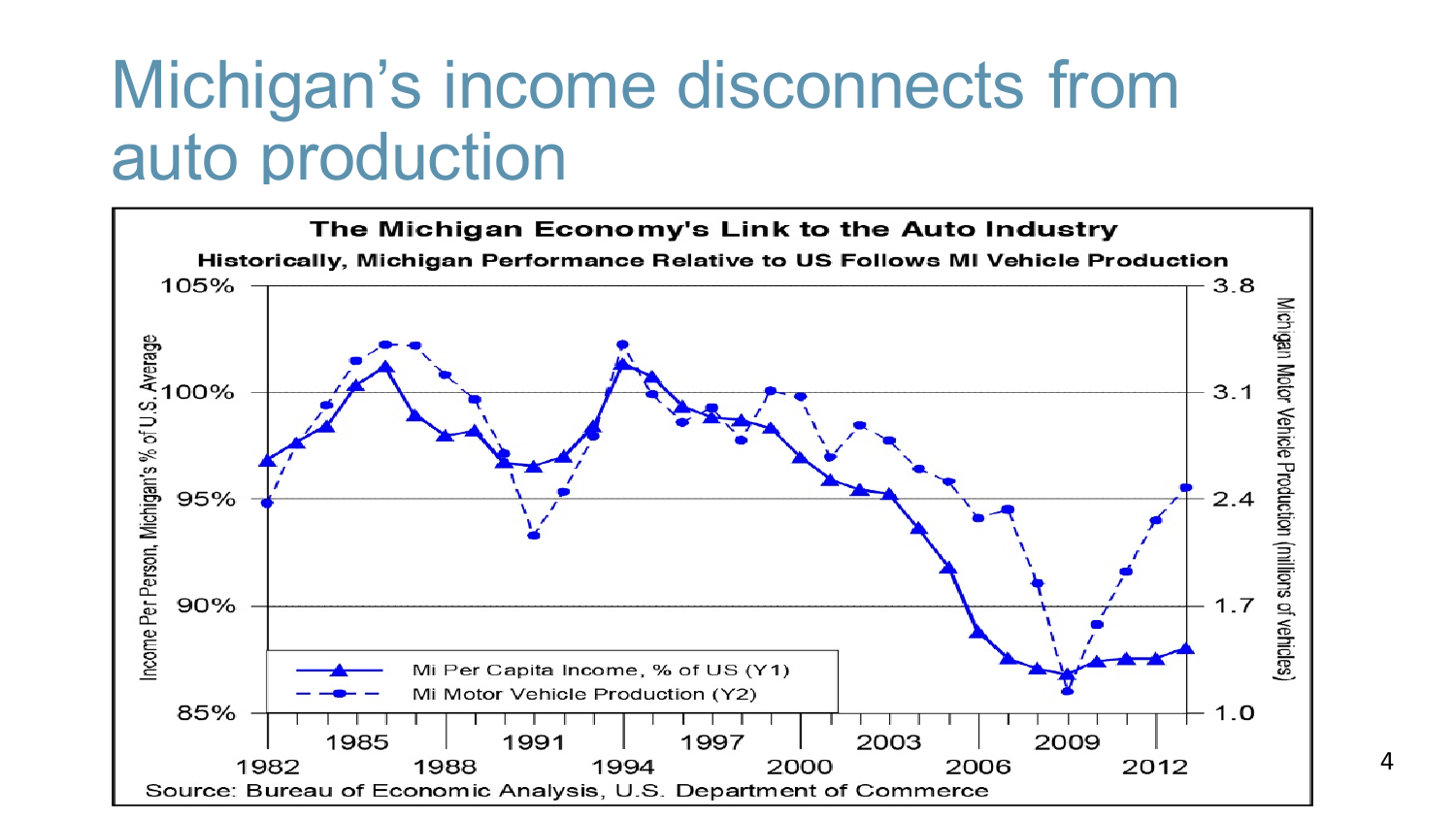# Michigan's income disconnects from auto production

**The Michigan Economy's Link to the Auto Industry**

**Historically, Michigan Performance Relative to US Follows MI Vehicle Production**

Income Per Person, Michigan's % of U.S. Average (Y1: 85%–105%)

Michigan Motor Vehicle Production (millions of vehicles) (Y2: 1.0–3.8)

1982 1985 1988 1991 1994 1997 2000 2003 2006 2009 2012

- Mi Per Capita Income, % of US (Y1)
- Mi Motor Vehicle Production (Y2)

Source: Bureau of Economic Analysis, U.S. Department of Commerce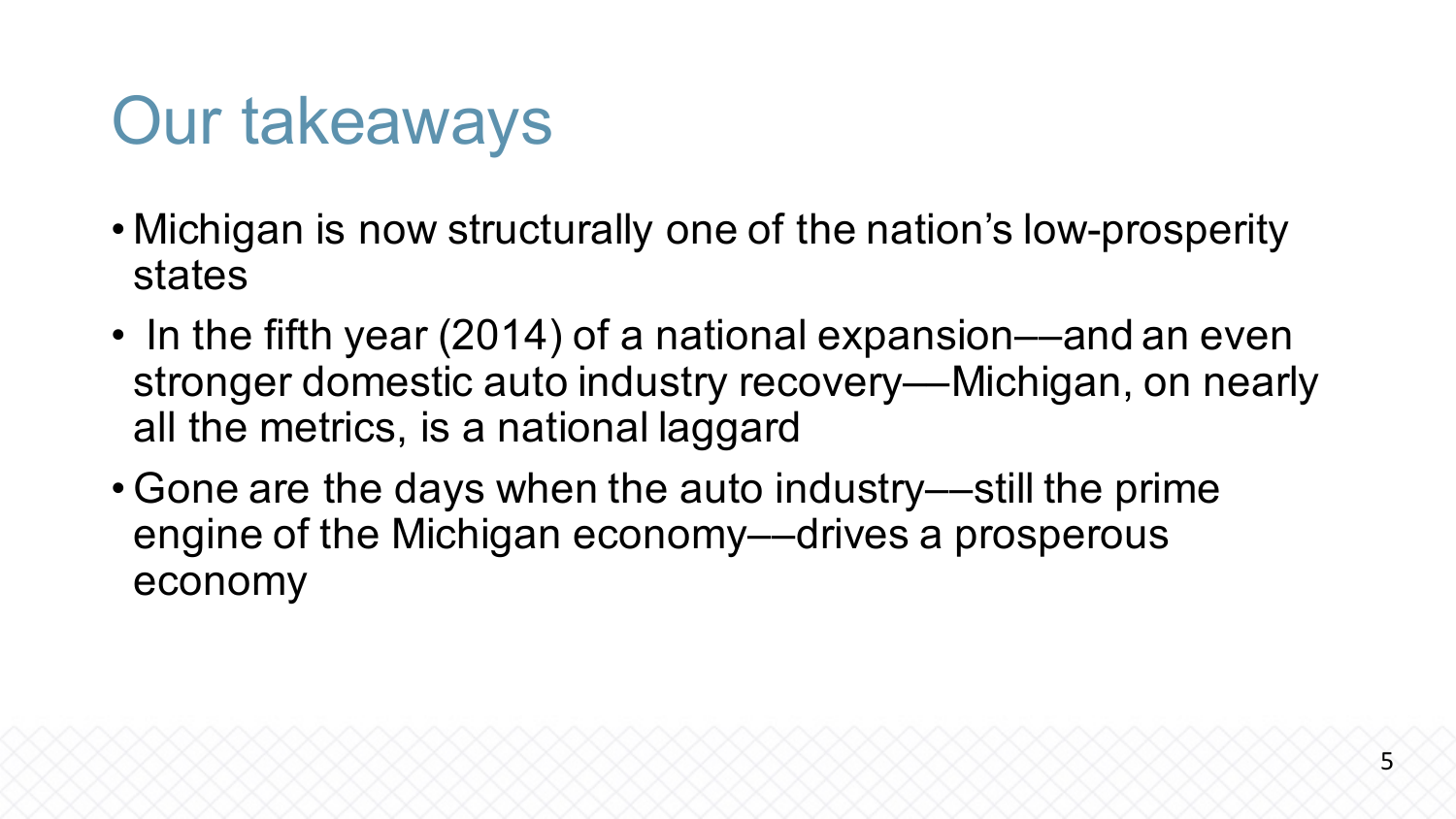# Our takeaways

- Michigan is now structurally one of the nation's low-prosperity states
- In the fifth year (2014) of a national expansion––and an even stronger domestic auto industry recovery—Michigan, on nearly all the metrics, is a national laggard
- Gone are the days when the auto industry––still the prime engine of the Michigan economy––drives a prosperous economy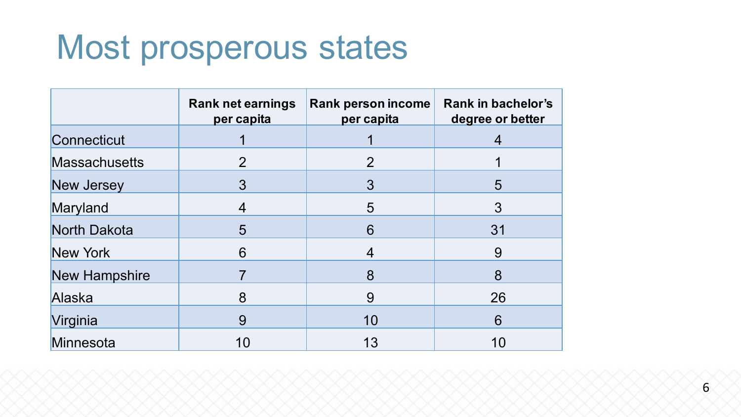# Most prosperous states

| | Rank net earnings per capita | Rank person income per capita | Rank in bachelor's degree or better |
|---|---|---|---|
| Connecticut | 1 | 1 | 4 |
| Massachusetts | 2 | 2 | 1 |
| New Jersey | 3 | 3 | 5 |
| Maryland | 4 | 5 | 3 |
| North Dakota | 5 | 6 | 31 |
| New York | 6 | 4 | 9 |
| New Hampshire | 7 | 8 | 8 |
| Alaska | 8 | 9 | 26 |
| Virginia | 9 | 10 | 6 |
| Minnesota | 10 | 13 | 10 |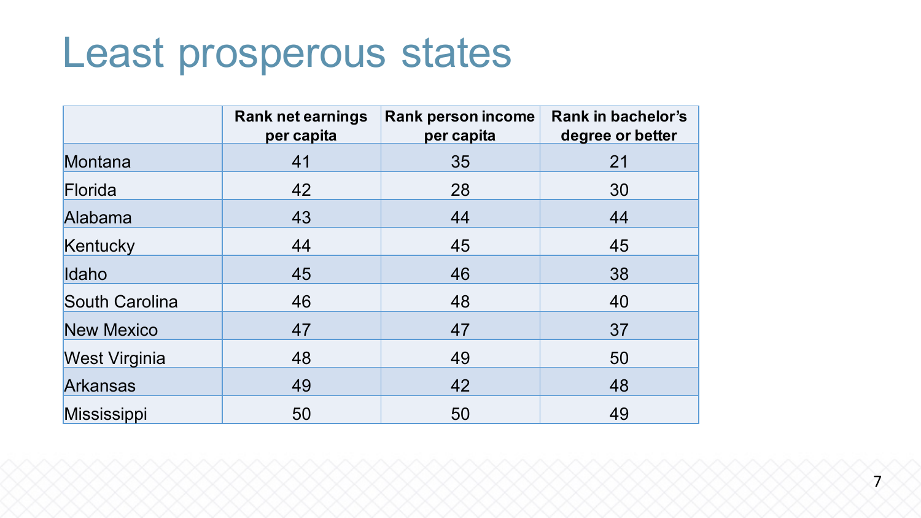# Least prosperous states

| | Rank net earnings per capita | Rank person income per capita | Rank in bachelor's degree or better |
|---|---|---|---|
| Montana | 41 | 35 | 21 |
| Florida | 42 | 28 | 30 |
| Alabama | 43 | 44 | 44 |
| Kentucky | 44 | 45 | 45 |
| Idaho | 45 | 46 | 38 |
| South Carolina | 46 | 48 | 40 |
| New Mexico | 47 | 47 | 37 |
| West Virginia | 48 | 49 | 50 |
| Arkansas | 49 | 42 | 48 |
| Mississippi | 50 | 50 | 49 |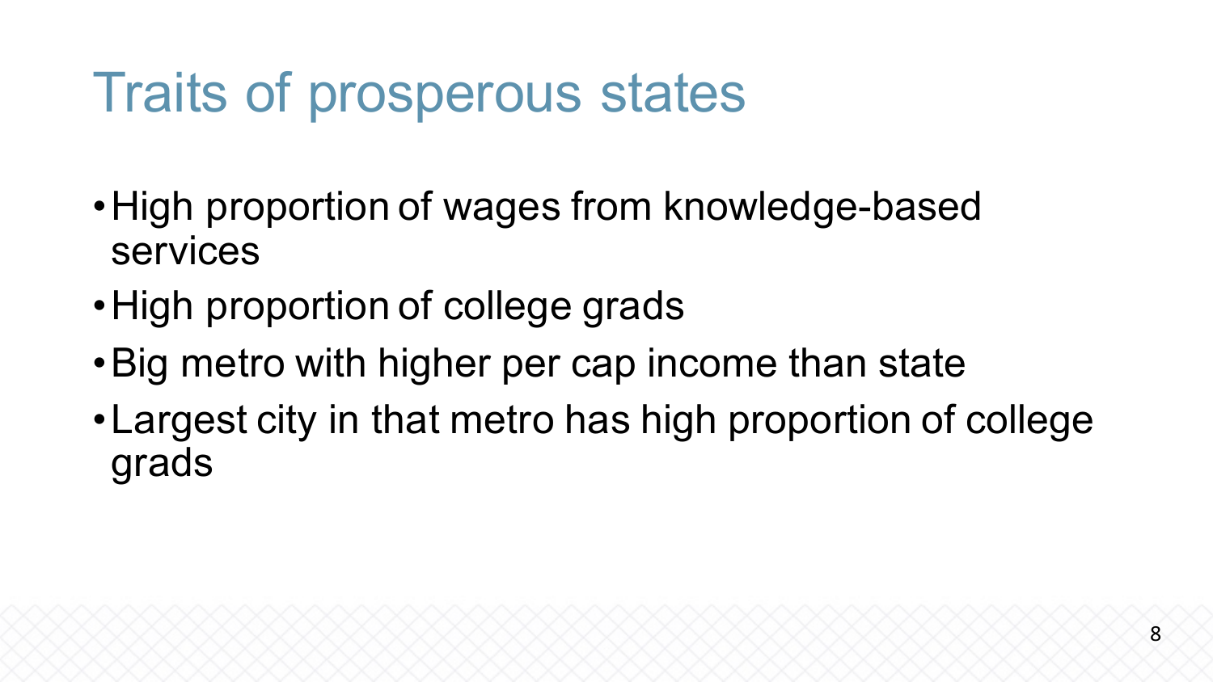# Traits of prosperous states

- High proportion of wages from knowledge-based services
- High proportion of college grads
- Big metro with higher per cap income than state
- Largest city in that metro has high proportion of college grads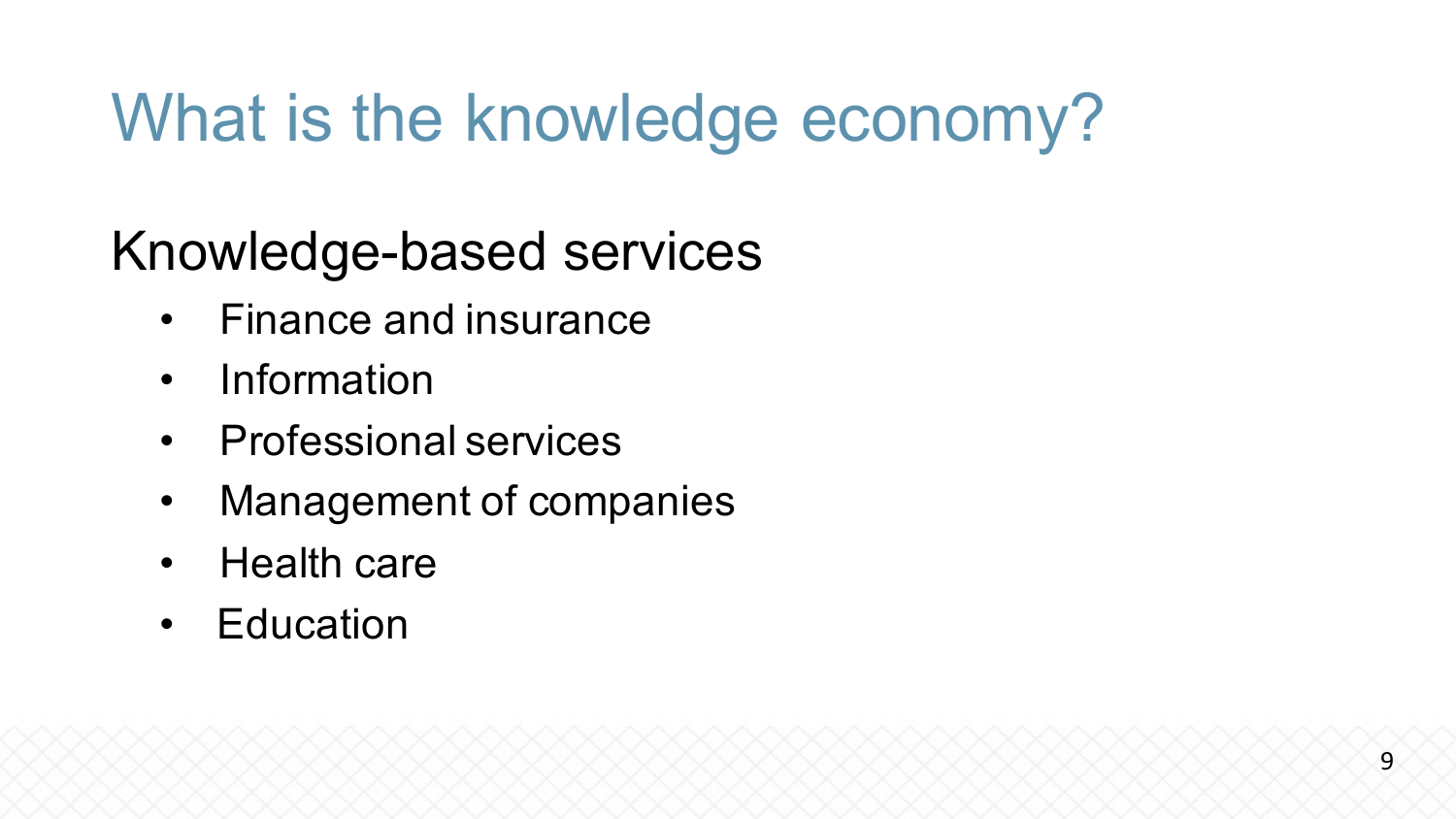# What is the knowledge economy?

## Knowledge-based services

- Finance and insurance
- Information
- Professional services
- Management of companies
- Health care
- Education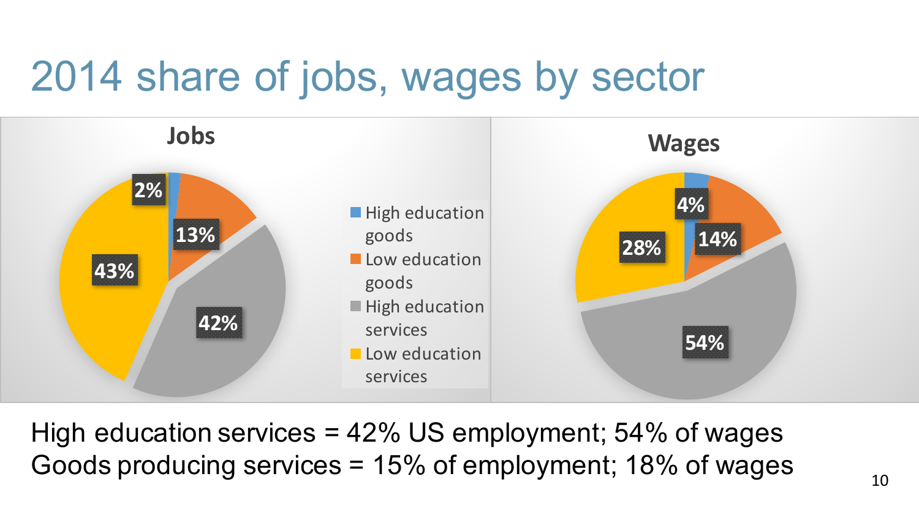# 2014 share of jobs, wages by sector

**Jobs**

| Sector | Share |
|---|---|
| High education goods | 2% |
| Low education goods | 13% |
| High education services | 42% |
| Low education services | 43% |

**Wages**

| Sector | Share |
|---|---|
| High education goods | 4% |
| Low education goods | 14% |
| High education services | 54% |
| Low education services | 28% |

High education services = 42% US employment; 54% of wages
Goods producing services = 15% of employment; 18% of wages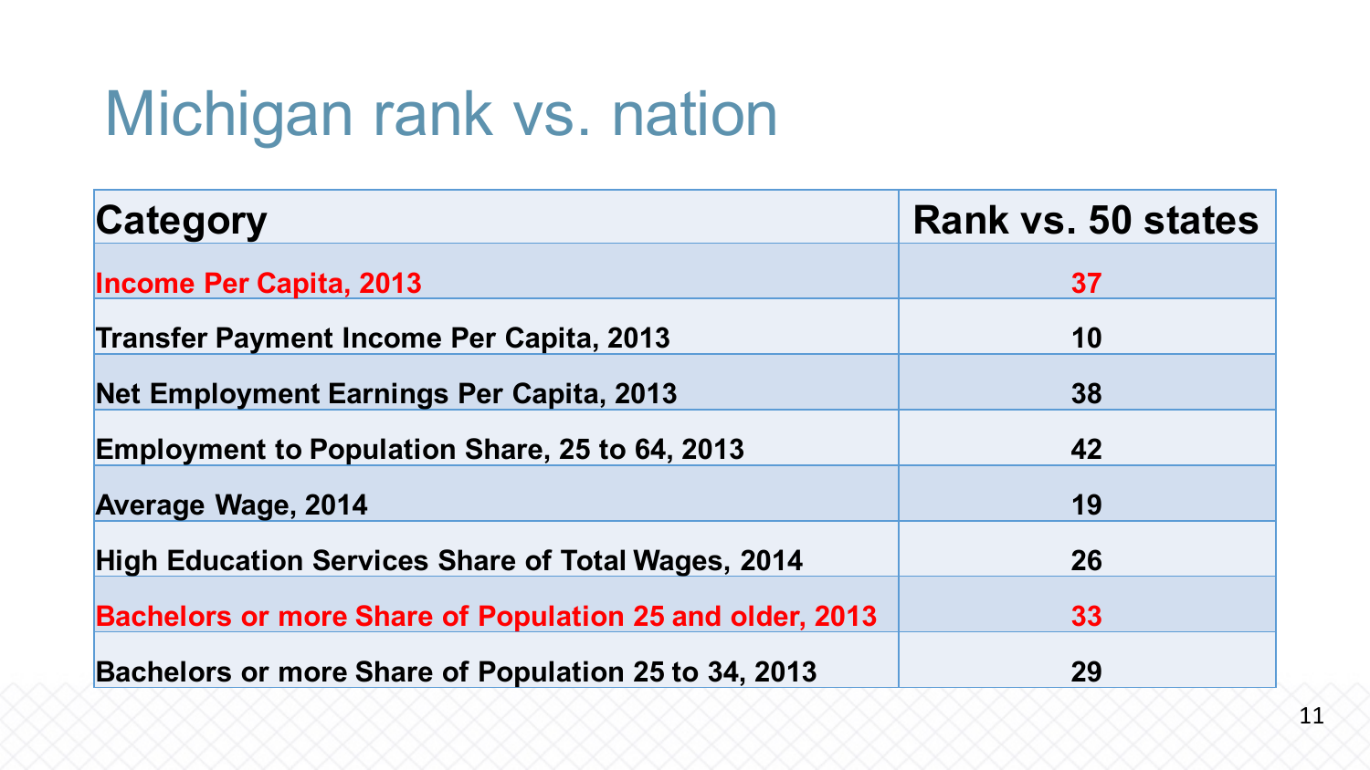# Michigan rank vs. nation

| Category | Rank vs. 50 states |
|---|---|
| Income Per Capita, 2013 | 37 |
| Transfer Payment Income Per Capita, 2013 | 10 |
| Net Employment Earnings Per Capita, 2013 | 38 |
| Employment to Population Share, 25 to 64, 2013 | 42 |
| Average Wage, 2014 | 19 |
| High Education Services Share of Total Wages, 2014 | 26 |
| Bachelors or more Share of Population 25 and older, 2013 | 33 |
| Bachelors or more Share of Population 25 to 34, 2013 | 29 |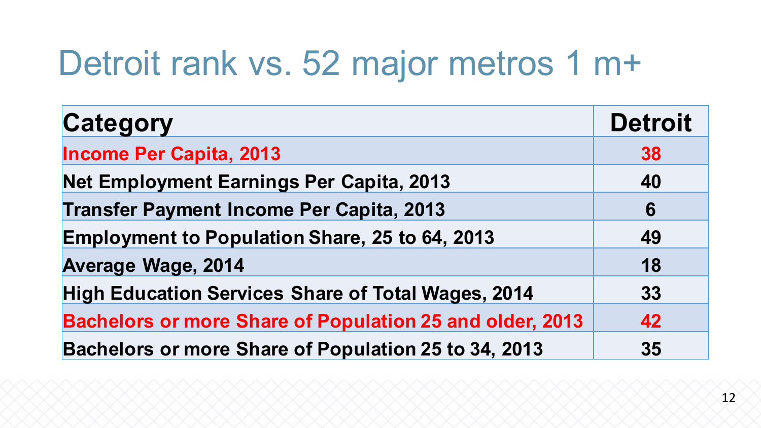# Detroit rank vs. 52 major metros 1 m+

| Category | Detroit |
|---|---|
| Income Per Capita, 2013 | 38 |
| Net Employment Earnings Per Capita, 2013 | 40 |
| Transfer Payment Income Per Capita, 2013 | 6 |
| Employment to Population Share, 25 to 64, 2013 | 49 |
| Average Wage, 2014 | 18 |
| High Education Services Share of Total Wages, 2014 | 33 |
| Bachelors or more Share of Population 25 and older, 2013 | 42 |
| Bachelors or more Share of Population 25 to 34, 2013 | 35 |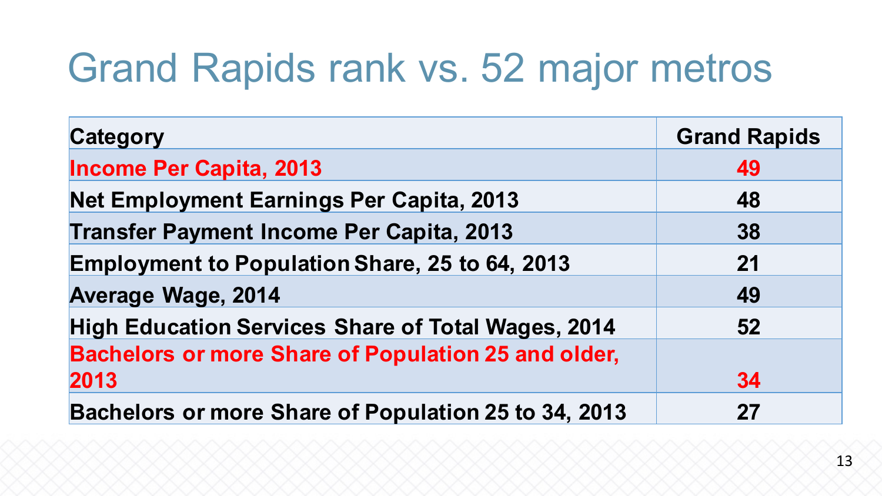# Grand Rapids rank vs. 52 major metros

| Category | Grand Rapids |
| --- | --- |
| Income Per Capita, 2013 | 49 |
| Net Employment Earnings Per Capita, 2013 | 48 |
| Transfer Payment Income Per Capita, 2013 | 38 |
| Employment to Population Share, 25 to 64, 2013 | 21 |
| Average Wage, 2014 | 49 |
| High Education Services Share of Total Wages, 2014 | 52 |
| Bachelors or more Share of Population 25 and older, 2013 | 34 |
| Bachelors or more Share of Population 25 to 34, 2013 | 27 |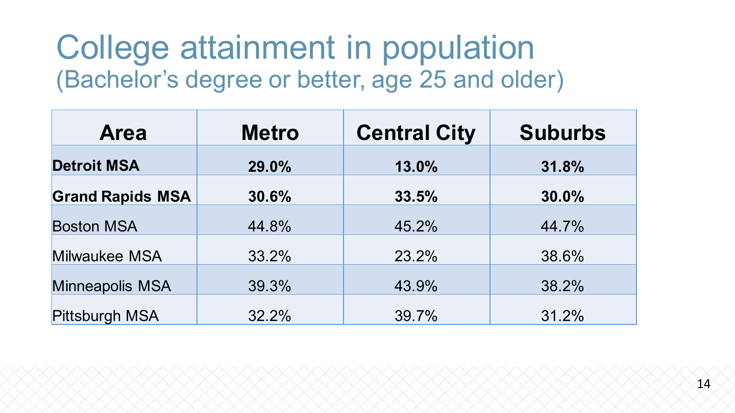# College attainment in population
## (Bachelor's degree or better, age 25 and older)

| Area | Metro | Central City | Suburbs |
|---|---|---|---|
| **Detroit MSA** | **29.0%** | **13.0%** | **31.8%** |
| **Grand Rapids MSA** | **30.6%** | **33.5%** | **30.0%** |
| Boston MSA | 44.8% | 45.2% | 44.7% |
| Milwaukee MSA | 33.2% | 23.2% | 38.6% |
| Minneapolis MSA | 39.3% | 43.9% | 38.2% |
| Pittsburgh MSA | 32.2% | 39.7% | 31.2% |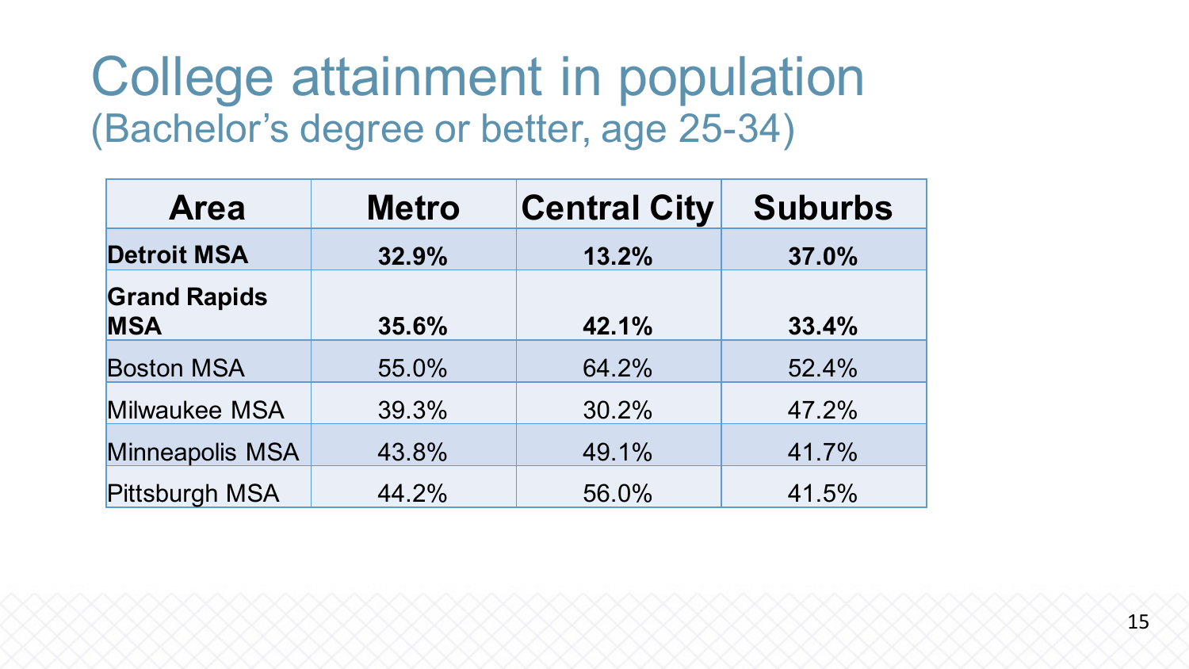# College attainment in population
## (Bachelor’s degree or better, age 25-34)

| Area | Metro | Central City | Suburbs |
|---|---|---|---|
| **Detroit MSA** | **32.9%** | **13.2%** | **37.0%** |
| **Grand Rapids MSA** | **35.6%** | **42.1%** | **33.4%** |
| Boston MSA | 55.0% | 64.2% | 52.4% |
| Milwaukee MSA | 39.3% | 30.2% | 47.2% |
| Minneapolis MSA | 43.8% | 49.1% | 41.7% |
| Pittsburgh MSA | 44.2% | 56.0% | 41.5% |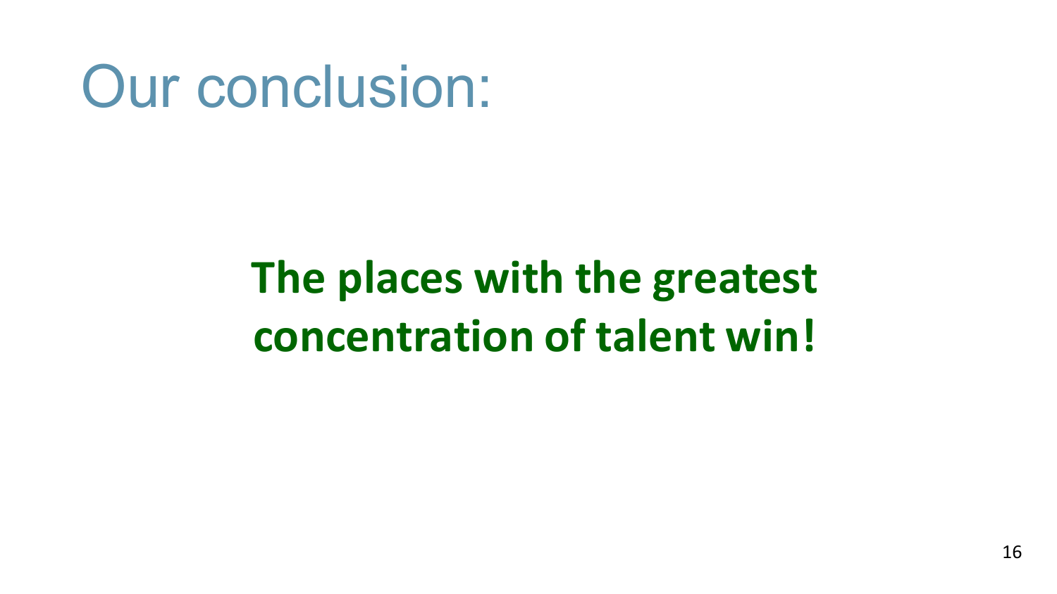# Our conclusion:

**The places with the greatest concentration of talent win!**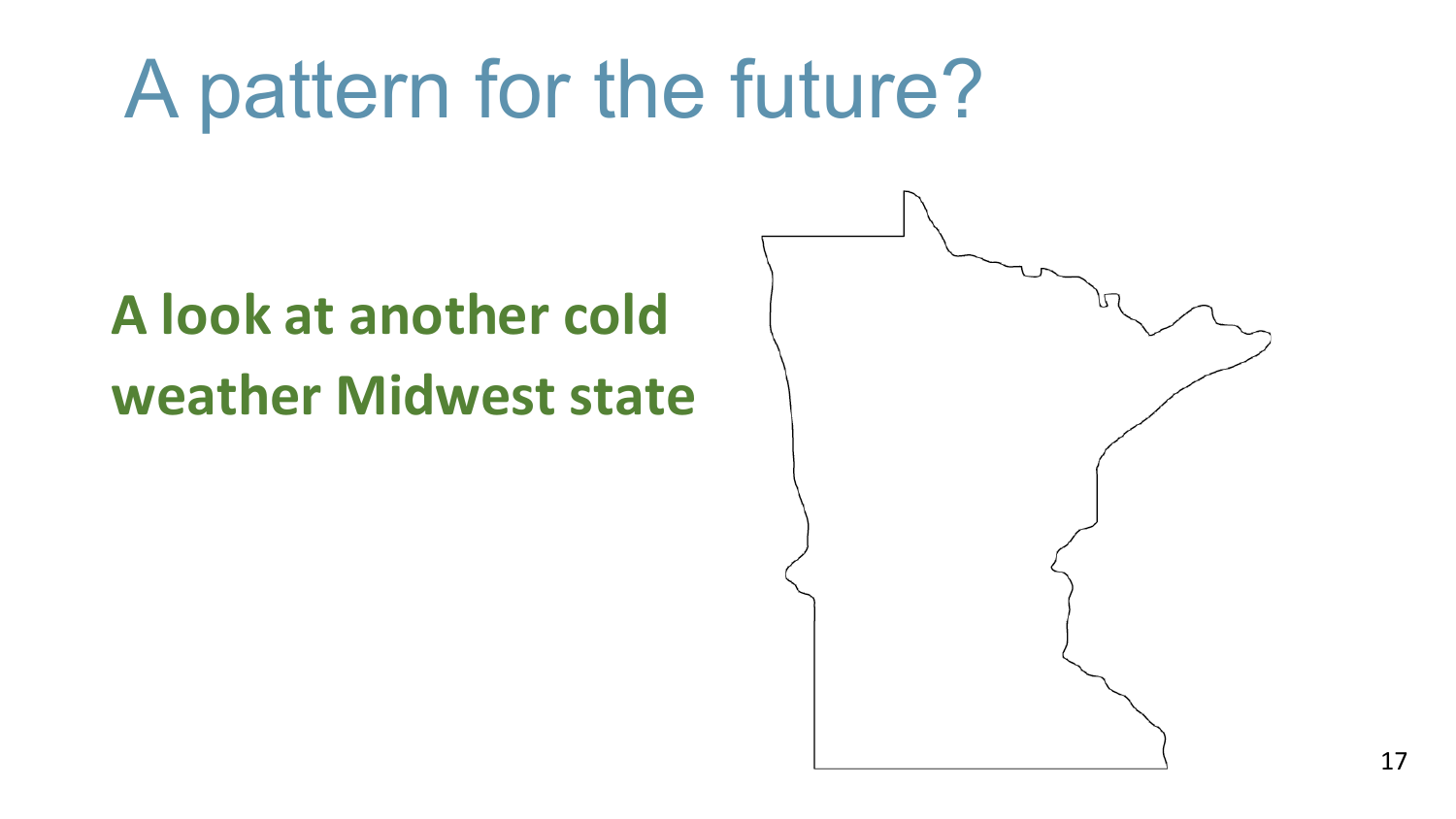# A pattern for the future?

**A look at another cold weather Midwest state**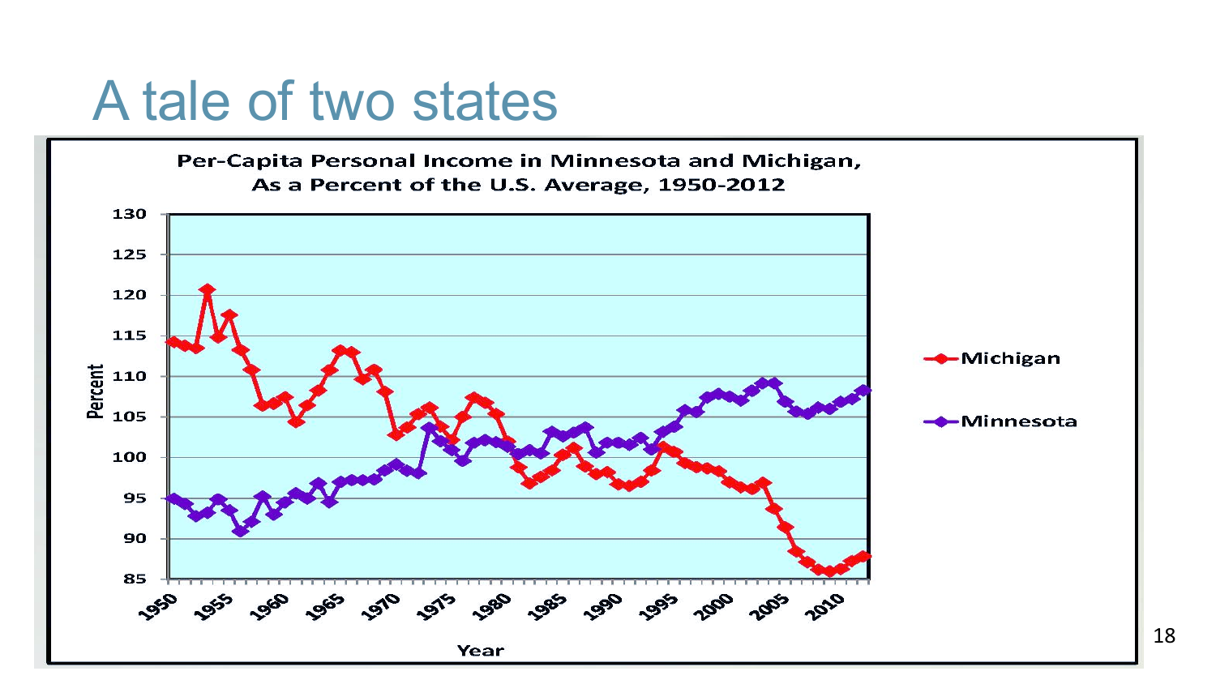# A tale of two states

**Per-Capita Personal Income in Minnesota and Michigan, As a Percent of the U.S. Average, 1950-2012**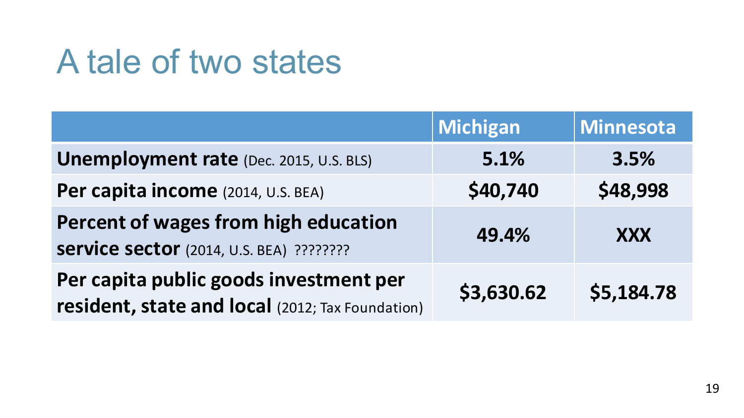# A tale of two states

| | Michigan | Minnesota |
|---|---|---|
| **Unemployment rate** (Dec. 2015, U.S. BLS) | **5.1%** | **3.5%** |
| **Per capita income** (2014, U.S. BEA) | **$40,740** | **$48,998** |
| **Percent of wages from high education service sector** (2014, U.S. BEA) ???????? | **49.4%** | **XXX** |
| **Per capita public goods investment per resident, state and local** (2012; Tax Foundation) | **$3,630.62** | **$5,184.78** |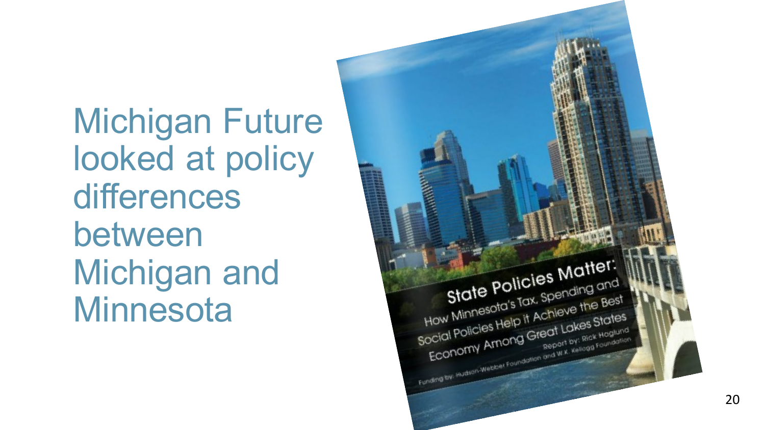# Michigan Future looked at policy differences between Michigan and Minnesota

**State Policies Matter:**
How Minnesota's Tax, Spending and Social Policies Help it Achieve the Best Economy Among Great Lakes States

Report by: Rick Haglund

Funding by: Hudson-Webber Foundation and W.K. Kellogg Foundation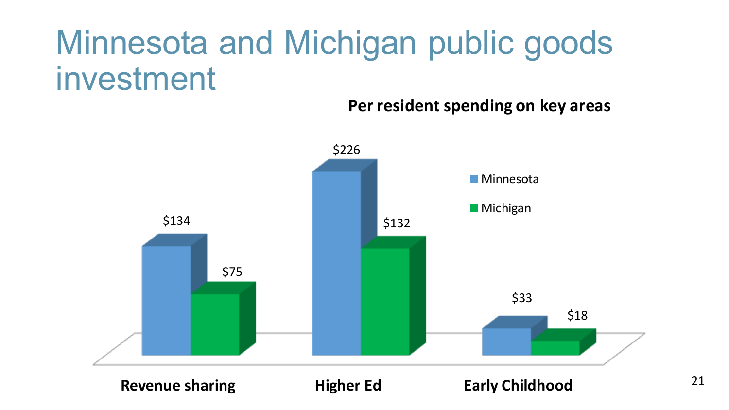# Minnesota and Michigan public goods investment

**Per resident spending on key areas**

| | Minnesota | Michigan |
|---|---|---|
| Revenue sharing | $134 | $75 |
| Higher Ed | $226 | $132 |
| Early Childhood | $33 | $18 |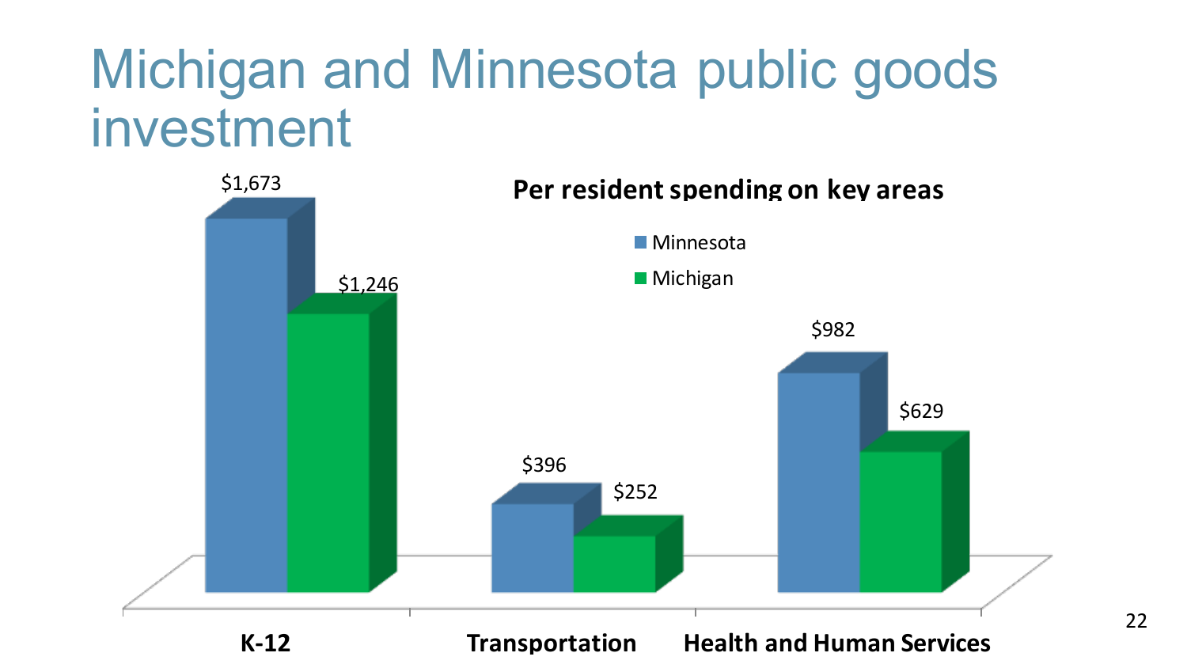# Michigan and Minnesota public goods investment

**Per resident spending on key areas**

| | Minnesota | Michigan |
|---|---|---|
| K-12 | $1,673 | $1,246 |
| Transportation | $396 | $252 |
| Health and Human Services | $982 | $629 |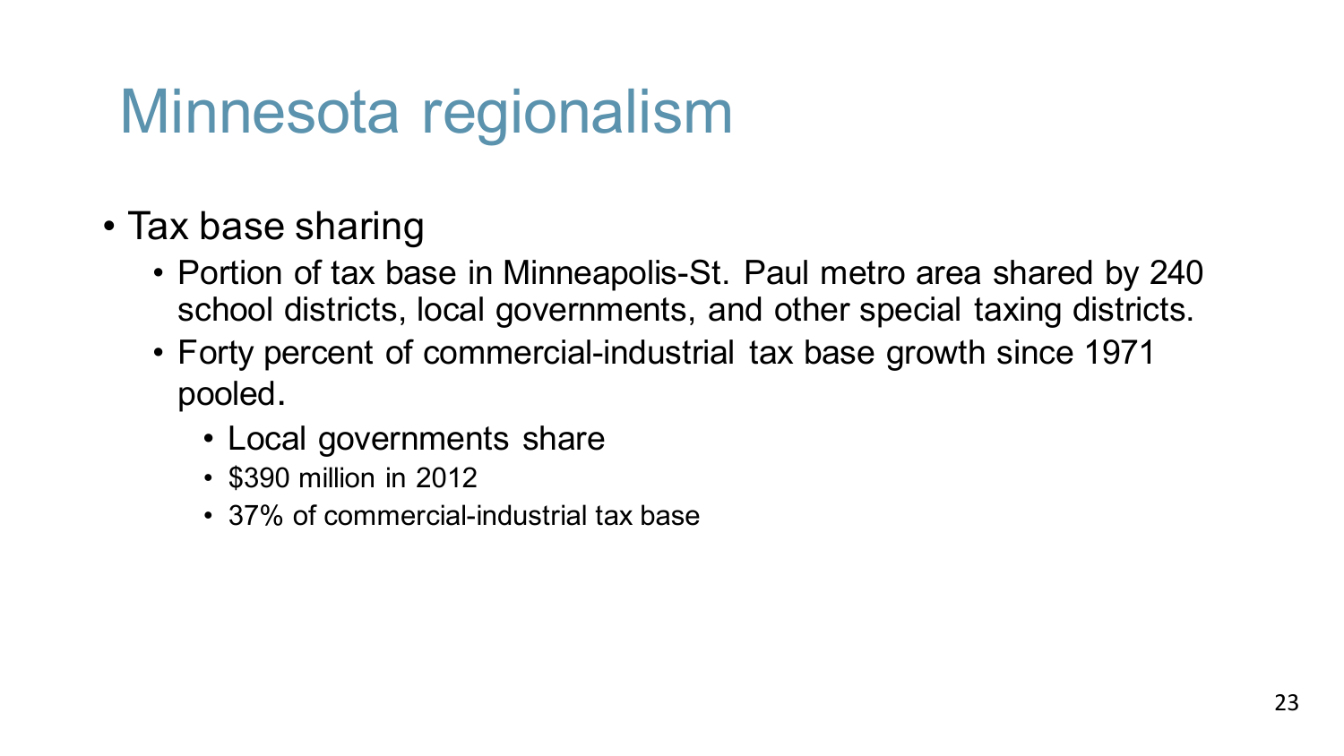# Minnesota regionalism

- Tax base sharing
  - Portion of tax base in Minneapolis-St. Paul metro area shared by 240 school districts, local governments, and other special taxing districts.
  - Forty percent of commercial-industrial tax base growth since 1971 pooled.
    - Local governments share
    - $390 million in 2012
    - 37% of commercial-industrial tax base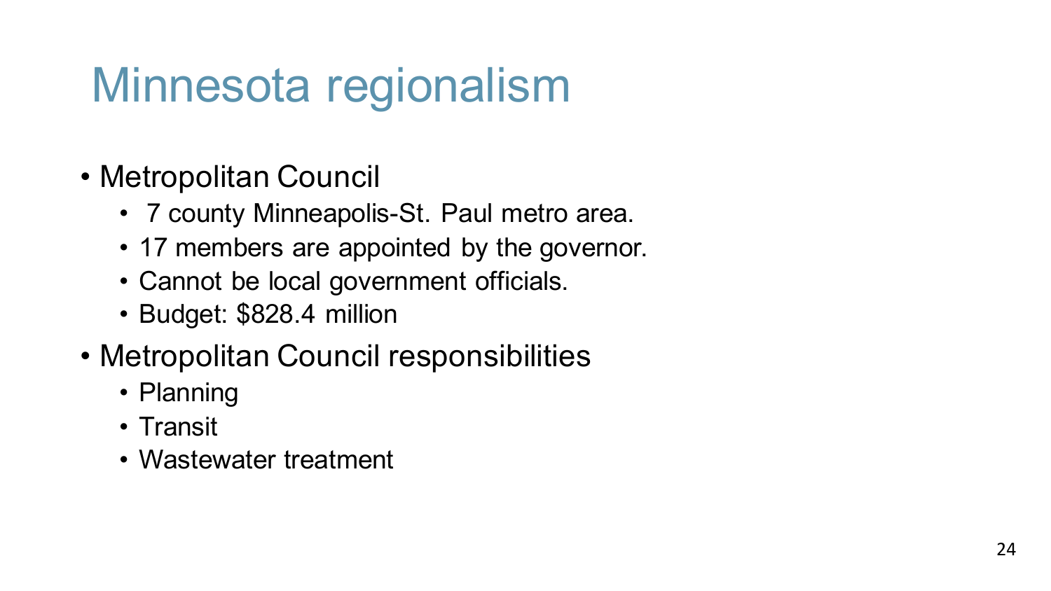# Minnesota regionalism

- Metropolitan Council
  - 7 county Minneapolis-St. Paul metro area.
  - 17 members are appointed by the governor.
  - Cannot be local government officials.
  - Budget: $828.4 million
- Metropolitan Council responsibilities
  - Planning
  - Transit
  - Wastewater treatment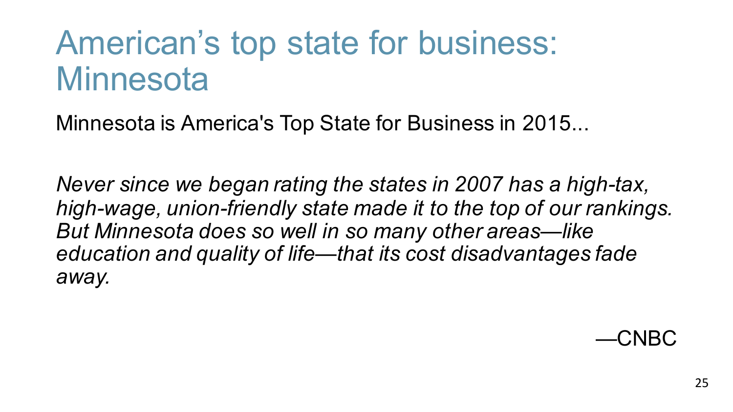# American's top state for business: Minnesota

Minnesota is America's Top State for Business in 2015...

*Never since we began rating the states in 2007 has a high-tax, high-wage, union-friendly state made it to the top of our rankings. But Minnesota does so well in so many other areas—like education and quality of life—that its cost disadvantages fade away.*

—CNBC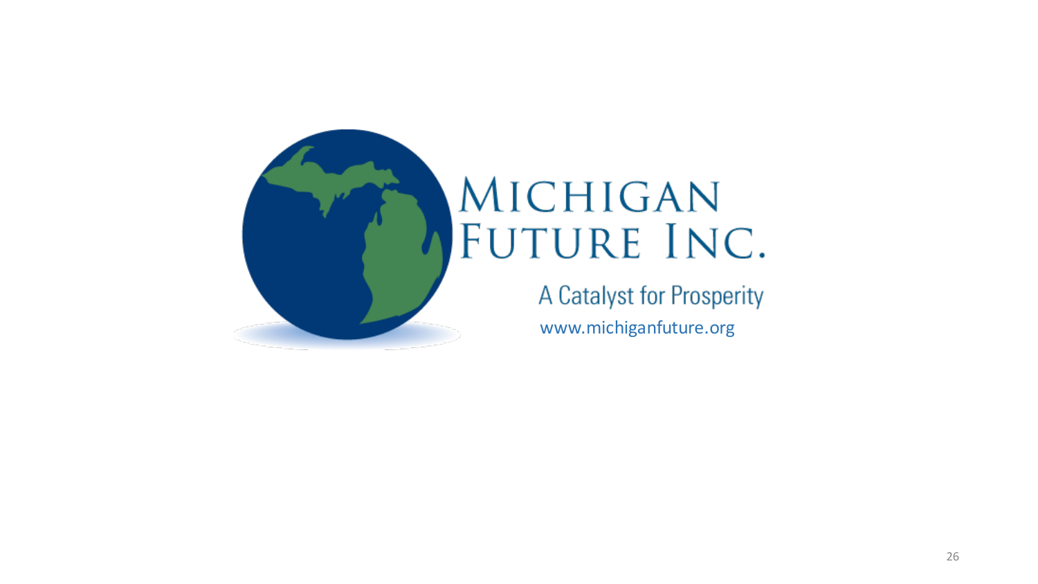MICHIGAN FUTURE INC.

A Catalyst for Prosperity

www.michiganfuture.org